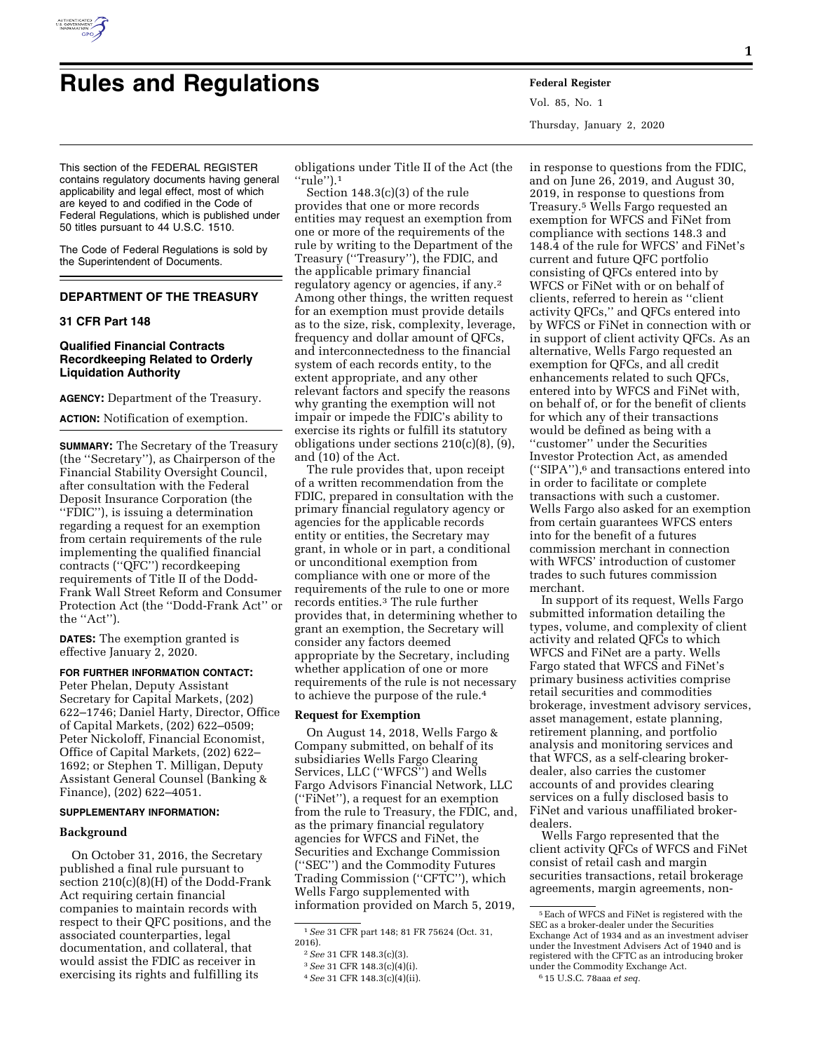# Rules and Regulations

This section of the FEDERAL REGISTER contains regulatory documents having general applicability and legal effect, most of which are keyed to and codified in the Code of Federal Regulations, which is published under 50 titles pursuant to 44 U.S.C. 1510.

The Code of Federal Regulations is sold by the Superintendent of Documents.

## DEPARTMENT OF THE TREASURY

### 31 CFR Part 148

### Qualified Financial Contracts Recordkeeping Related to Orderly Liquidation Authority

**AGENCY:** Department of the Treasury.

**ACTION:** Notification of exemption.

**SUMMARY:** The Secretary of the Treasury (the ''Secretary''), as Chairperson of the Financial Stability Oversight Council, after consultation with the Federal Deposit Insurance Corporation (the ''FDIC''), is issuing a determination regarding a request for an exemption from certain requirements of the rule implementing the qualified financial contracts (''QFC'') recordkeeping requirements of Title II of the Dodd-Frank Wall Street Reform and Consumer Protection Act (the ''Dodd-Frank Act'' or the ''Act'').

**DATES:** The exemption granted is effective January 2, 2020.

**FOR FURTHER INFORMATION CONTACT:** Peter Phelan, Deputy Assistant Secretary for Capital Markets, (202) 622–1746; Daniel Harty, Director, Office of Capital Markets, (202) 622–0509; Peter Nickoloff, Financial Economist, Office of Capital Markets, (202) 622–1692; or Stephen T. Milligan, Deputy Assistant General Counsel (Banking & Finance), (202) 622–4051.

**SUPPLEMENTARY INFORMATION:**

#### Background

On October 31, 2016, the Secretary published a final rule pursuant to section 210(c)(8)(H) of the Dodd-Frank Act requiring certain financial companies to maintain records with respect to their QFC positions, and the associated counterparties, legal documentation, and collateral, that would assist the FDIC as receiver in exercising its rights and fulfilling its obligations under Title II of the Act (the ''rule'').[1]

Section 148.3(c)(3) of the rule provides that one or more records entities may request an exemption from one or more of the requirements of the rule by writing to the Department of the Treasury (''Treasury''), the FDIC, and the applicable primary financial regulatory agency or agencies, if any.[2] Among other things, the written request for an exemption must provide details as to the size, risk, complexity, leverage, frequency and dollar amount of QFCs, and interconnectedness to the financial system of each records entity, to the extent appropriate, and any other relevant factors and specify the reasons why granting the exemption will not impair or impede the FDIC's ability to exercise its rights or fulfill its statutory obligations under sections 210(c)(8), (9), and (10) of the Act.

The rule provides that, upon receipt of a written recommendation from the FDIC, prepared in consultation with the primary financial regulatory agency or agencies for the applicable records entity or entities, the Secretary may grant, in whole or in part, a conditional or unconditional exemption from compliance with one or more of the requirements of the rule to one or more records entities.[3] The rule further provides that, in determining whether to grant an exemption, the Secretary will consider any factors deemed appropriate by the Secretary, including whether application of one or more requirements of the rule is not necessary to achieve the purpose of the rule.[4]

#### Request for Exemption

On August 14, 2018, Wells Fargo & Company submitted, on behalf of its subsidiaries Wells Fargo Clearing Services, LLC (''WFCS'') and Wells Fargo Advisors Financial Network, LLC (''FiNet''), a request for an exemption from the rule to Treasury, the FDIC, and, as the primary financial regulatory agencies for WFCS and FiNet, the Securities and Exchange Commission (''SEC'') and the Commodity Futures Trading Commission (''CFTC''), which Wells Fargo supplemented with information provided on March 5, 2019, in response to questions from the FDIC, and on June 26, 2019, and August 30, 2019, in response to questions from Treasury.[5] Wells Fargo requested an exemption for WFCS and FiNet from compliance with sections 148.3 and 148.4 of the rule for WFCS' and FiNet's current and future QFC portfolio consisting of QFCs entered into by WFCS or FiNet with or on behalf of clients, referred to herein as ''client activity QFCs,'' and QFCs entered into by WFCS or FiNet in connection with or in support of client activity QFCs. As an alternative, Wells Fargo requested an exemption for QFCs, and all credit enhancements related to such QFCs, entered into by WFCS and FiNet with, on behalf of, or for the benefit of clients for which any of their transactions would be defined as being with a ''customer'' under the Securities Investor Protection Act, as amended (''SIPA''),[6] and transactions entered into in order to facilitate or complete transactions with such a customer. Wells Fargo also asked for an exemption from certain guarantees WFCS enters into for the benefit of a futures commission merchant in connection with WFCS' introduction of customer trades to such futures commission merchant.

In support of its request, Wells Fargo submitted information detailing the types, volume, and complexity of client activity and related QFCs to which WFCS and FiNet are a party. Wells Fargo stated that WFCS and FiNet's primary business activities comprise retail securities and commodities brokerage, investment advisory services, asset management, estate planning, retirement planning, and portfolio analysis and monitoring services and that WFCS, as a self-clearing broker-dealer, also carries the customer accounts of and provides clearing services on a fully disclosed basis to FiNet and various unaffiliated broker-dealers.

Wells Fargo represented that the client activity QFCs of WFCS and FiNet consist of retail cash and margin securities transactions, retail brokerage agreements, margin agreements, non-

---

[1] *See* 31 CFR part 148; 81 FR 75624 (Oct. 31, 2016).

[2] *See* 31 CFR 148.3(c)(3).

[3] *See* 31 CFR 148.3(c)(4)(i).

[4] *See* 31 CFR 148.3(c)(4)(ii).

[5] Each of WFCS and FiNet is registered with the SEC as a broker-dealer under the Securities Exchange Act of 1934 and as an investment adviser under the Investment Advisers Act of 1940 and is registered with the CFTC as an introducing broker under the Commodity Exchange Act.

[6] 15 U.S.C. 78aaa *et seq.*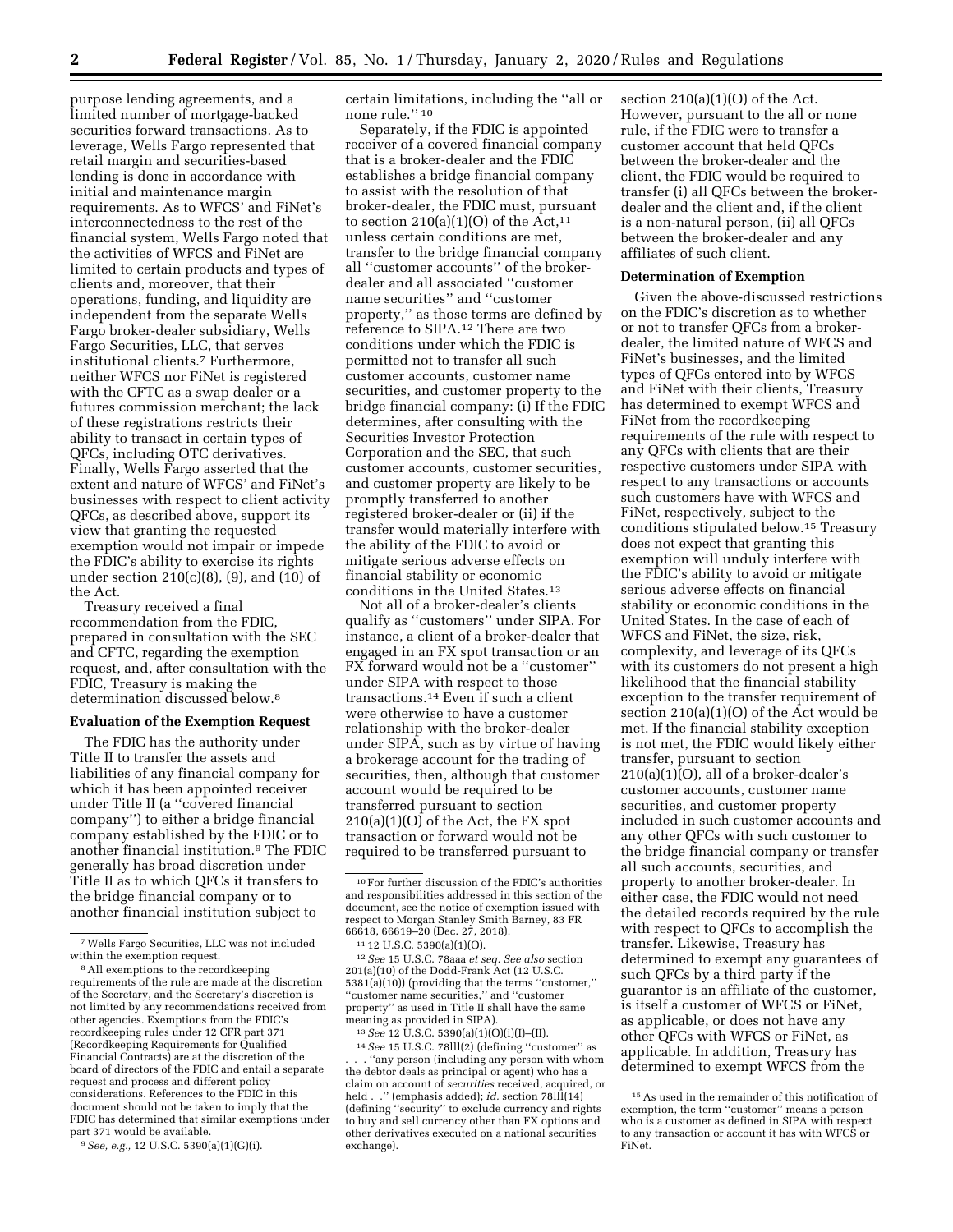purpose lending agreements, and a limited number of mortgage-backed securities forward transactions. As to leverage, Wells Fargo represented that retail margin and securities-based lending is done in accordance with initial and maintenance margin requirements. As to WFCS' and FiNet's interconnectedness to the rest of the financial system, Wells Fargo noted that the activities of WFCS and FiNet are limited to certain products and types of clients and, moreover, that their operations, funding, and liquidity are independent from the separate Wells Fargo broker-dealer subsidiary, Wells Fargo Securities, LLC, that serves institutional clients.[7] Furthermore, neither WFCS nor FiNet is registered with the CFTC as a swap dealer or a futures commission merchant; the lack of these registrations restricts their ability to transact in certain types of QFCs, including OTC derivatives. Finally, Wells Fargo asserted that the extent and nature of WFCS' and FiNet's businesses with respect to client activity QFCs, as described above, support its view that granting the requested exemption would not impair or impede the FDIC's ability to exercise its rights under section 210(c)(8), (9), and (10) of the Act.

Treasury received a final recommendation from the FDIC, prepared in consultation with the SEC and CFTC, regarding the exemption request, and, after consultation with the FDIC, Treasury is making the determination discussed below.[8]

## Evaluation of the Exemption Request

The FDIC has the authority under Title II to transfer the assets and liabilities of any financial company for which it has been appointed receiver under Title II (a "covered financial company") to either a bridge financial company established by the FDIC or to another financial institution.[9] The FDIC generally has broad discretion under Title II as to which QFCs it transfers to the bridge financial company or to another financial institution subject to certain limitations, including the "all or none rule."[10]

Separately, if the FDIC is appointed receiver of a covered financial company that is a broker-dealer and the FDIC establishes a bridge financial company to assist with the resolution of that broker-dealer, the FDIC must, pursuant to section 210(a)(1)(O) of the Act,[11] unless certain conditions are met, transfer to the bridge financial company all "customer accounts" of the broker-dealer and all associated "customer name securities" and "customer property," as those terms are defined by reference to SIPA.[12] There are two conditions under which the FDIC is permitted not to transfer all such customer accounts, customer name securities, and customer property to the bridge financial company: (i) If the FDIC determines, after consulting with the Securities Investor Protection Corporation and the SEC, that such customer accounts, customer securities, and customer property are likely to be promptly transferred to another registered broker-dealer or (ii) if the transfer would materially interfere with the ability of the FDIC to avoid or mitigate serious adverse effects on financial stability or economic conditions in the United States.[13]

Not all of a broker-dealer's clients qualify as "customers" under SIPA. For instance, a client of a broker-dealer that engaged in an FX spot transaction or an FX forward would not be a "customer" under SIPA with respect to those transactions.[14] Even if such a client were otherwise to have a customer relationship with the broker-dealer under SIPA, such as by virtue of having a brokerage account for the trading of securities, then, although that customer account would be required to be transferred pursuant to section 210(a)(1)(O) of the Act, the FX spot transaction or forward would not be required to be transferred pursuant to section 210(a)(1)(O) of the Act. However, pursuant to the all or none rule, if the FDIC were to transfer a customer account that held QFCs between the broker-dealer and the client, the FDIC would be required to transfer (i) all QFCs between the broker-dealer and the client and, if the client is a non-natural person, (ii) all QFCs between the broker-dealer and any affiliates of such client.

## Determination of Exemption

Given the above-discussed restrictions on the FDIC's discretion as to whether or not to transfer QFCs from a broker-dealer, the limited nature of WFCS and FiNet's businesses, and the limited types of QFCs entered into by WFCS and FiNet with their clients, Treasury has determined to exempt WFCS and FiNet from the recordkeeping requirements of the rule with respect to any QFCs with clients that are their respective customers under SIPA with respect to any transactions or accounts such customers have with WFCS and FiNet, respectively, subject to the conditions stipulated below.[15] Treasury does not expect that granting this exemption will unduly interfere with the FDIC's ability to avoid or mitigate serious adverse effects on financial stability or economic conditions in the United States. In the case of each of WFCS and FiNet, the size, risk, complexity, and leverage of its QFCs with its customers do not present a high likelihood that the financial stability exception to the transfer requirement of section 210(a)(1)(O) of the Act would be met. If the financial stability exception is not met, the FDIC would likely either transfer, pursuant to section 210(a)(1)(O), all of a broker-dealer's customer accounts, customer name securities, and customer property included in such customer accounts and any other QFCs with such customer to the bridge financial company or transfer all such accounts, securities, and property to another broker-dealer. In either case, the FDIC would not need the detailed records required by the rule with respect to QFCs to accomplish the transfer. Likewise, Treasury has determined to exempt any guarantees of such QFCs by a third party if the guarantor is an affiliate of the customer, is itself a customer of WFCS or FiNet, as applicable, or does not have any other QFCs with WFCS or FiNet, as applicable. In addition, Treasury has determined to exempt WFCS from the

---

[7] Wells Fargo Securities, LLC was not included within the exemption request.

[8] All exemptions to the recordkeeping requirements of the rule are made at the discretion of the Secretary, and the Secretary's discretion is not limited by any recommendations received from other agencies. Exemptions from the FDIC's recordkeeping rules under 12 CFR part 371 (Recordkeeping Requirements for Qualified Financial Contracts) are at the discretion of the board of directors of the FDIC and entail a separate request and process and different policy considerations. References to the FDIC in this document should not be taken to imply that the FDIC has determined that similar exemptions under part 371 would be available.

[9] *See, e.g.,* 12 U.S.C. 5390(a)(1)(G)(i).

[10] For further discussion of the FDIC's authorities and responsibilities addressed in this section of the document, see the notice of exemption issued with respect to Morgan Stanley Smith Barney, 83 FR 66618, 66619–20 (Dec. 27, 2018).

[11] 12 U.S.C. 5390(a)(1)(O).

[12] *See* 15 U.S.C. 78aaa *et seq. See also* section 201(a)(10) of the Dodd-Frank Act (12 U.S.C. 5381(a)(10)) (providing that the terms "customer," "customer name securities," and "customer property" as used in Title II shall have the same meaning as provided in SIPA).

[13] *See* 12 U.S.C. 5390(a)(1)(O)(i)(I)–(II).

[14] *See* 15 U.S.C. 78lll(2) (defining "customer" as . . . "any person (including any person with whom the debtor deals as principal or agent) who has a claim on account of *securities* received, acquired, or held . ." (emphasis added); *id.* section 78lll(14) (defining "security" to exclude currency and rights to buy and sell currency other than FX options and other derivatives executed on a national securities exchange).

[15] As used in the remainder of this notification of exemption, the term "customer" means a person who is a customer as defined in SIPA with respect to any transaction or account it has with WFCS or FiNet.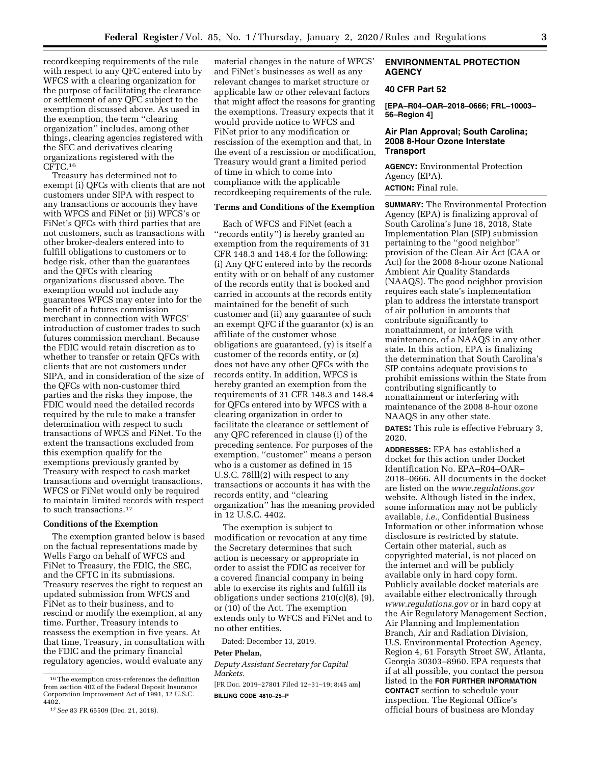recordkeeping requirements of the rule with respect to any QFC entered into by WFCS with a clearing organization for the purpose of facilitating the clearance or settlement of any QFC subject to the exemption discussed above. As used in the exemption, the term ''clearing organization'' includes, among other things, clearing agencies registered with the SEC and derivatives clearing organizations registered with the CFTC.[16]

Treasury has determined not to exempt (i) QFCs with clients that are not customers under SIPA with respect to any transactions or accounts they have with WFCS and FiNet or (ii) WFCS's or FiNet's QFCs with third parties that are not customers, such as transactions with other broker-dealers entered into to fulfill obligations to customers or to hedge risk, other than the guarantees and the QFCs with clearing organizations discussed above. The exemption would not include any guarantees WFCS may enter into for the benefit of a futures commission merchant in connection with WFCS' introduction of customer trades to such futures commission merchant. Because the FDIC would retain discretion as to whether to transfer or retain QFCs with clients that are not customers under SIPA, and in consideration of the size of the QFCs with non-customer third parties and the risks they impose, the FDIC would need the detailed records required by the rule to make a transfer determination with respect to such transactions of WFCS and FiNet. To the extent the transactions excluded from this exemption qualify for the exemptions previously granted by Treasury with respect to cash market transactions and overnight transactions, WFCS or FiNet would only be required to maintain limited records with respect to such transactions.[17]

**Conditions of the Exemption**

The exemption granted below is based on the factual representations made by Wells Fargo on behalf of WFCS and FiNet to Treasury, the FDIC, the SEC, and the CFTC in its submissions. Treasury reserves the right to request an updated submission from WFCS and FiNet as to their business, and to rescind or modify the exemption, at any time. Further, Treasury intends to reassess the exemption in five years. At that time, Treasury, in consultation with the FDIC and the primary financial regulatory agencies, would evaluate any material changes in the nature of WFCS' and FiNet's businesses as well as any relevant changes to market structure or applicable law or other relevant factors that might affect the reasons for granting the exemptions. Treasury expects that it would provide notice to WFCS and FiNet prior to any modification or rescission of the exemption and that, in the event of a rescission or modification, Treasury would grant a limited period of time in which to come into compliance with the applicable recordkeeping requirements of the rule.

**Terms and Conditions of the Exemption**

Each of WFCS and FiNet (each a ''records entity'') is hereby granted an exemption from the requirements of 31 CFR 148.3 and 148.4 for the following: (i) Any QFC entered into by the records entity with or on behalf of any customer of the records entity that is booked and carried in accounts at the records entity maintained for the benefit of such customer and (ii) any guarantee of such an exempt QFC if the guarantor (x) is an affiliate of the customer whose obligations are guaranteed, (y) is itself a customer of the records entity, or (z) does not have any other QFCs with the records entity. In addition, WFCS is hereby granted an exemption from the requirements of 31 CFR 148.3 and 148.4 for QFCs entered into by WFCS with a clearing organization in order to facilitate the clearance or settlement of any QFC referenced in clause (i) of the preceding sentence. For purposes of the exemption, ''customer'' means a person who is a customer as defined in 15 U.S.C. 78lll(2) with respect to any transactions or accounts it has with the records entity, and ''clearing organization'' has the meaning provided in 12 U.S.C. 4402.

The exemption is subject to modification or revocation at any time the Secretary determines that such action is necessary or appropriate in order to assist the FDIC as receiver for a covered financial company in being able to exercise its rights and fulfill its obligations under sections 210(c)(8), (9), or (10) of the Act. The exemption extends only to WFCS and FiNet and to no other entities.

Dated: December 13, 2019.

**Peter Phelan,**

*Deputy Assistant Secretary for Capital Markets.*

[FR Doc. 2019–27801 Filed 12–31–19; 8:45 am]

**BILLING CODE 4810–25–P**

[16] The exemption cross-references the definition from section 402 of the Federal Deposit Insurance Corporation Improvement Act of 1991, 12 U.S.C. 4402.

[17] *See* 83 FR 65509 (Dec. 21, 2018).

## ENVIRONMENTAL PROTECTION AGENCY

### 40 CFR Part 52

**[EPA–R04–OAR–2018–0666; FRL–10003–56–Region 4]**

### Air Plan Approval; South Carolina; 2008 8-Hour Ozone Interstate Transport

**AGENCY:** Environmental Protection Agency (EPA).

**ACTION:** Final rule.

**SUMMARY:** The Environmental Protection Agency (EPA) is finalizing approval of South Carolina's June 18, 2018, State Implementation Plan (SIP) submission pertaining to the ''good neighbor'' provision of the Clean Air Act (CAA or Act) for the 2008 8-hour ozone National Ambient Air Quality Standards (NAAQS). The good neighbor provision requires each state's implementation plan to address the interstate transport of air pollution in amounts that contribute significantly to nonattainment, or interfere with maintenance, of a NAAQS in any other state. In this action, EPA is finalizing the determination that South Carolina's SIP contains adequate provisions to prohibit emissions within the State from contributing significantly to nonattainment or interfering with maintenance of the 2008 8-hour ozone NAAQS in any other state.

**DATES:** This rule is effective February 3, 2020.

**ADDRESSES:** EPA has established a docket for this action under Docket Identification No. EPA–R04–OAR–2018–0666. All documents in the docket are listed on the *www.regulations.gov* website. Although listed in the index, some information may not be publicly available, *i.e.,* Confidential Business Information or other information whose disclosure is restricted by statute. Certain other material, such as copyrighted material, is not placed on the internet and will be publicly available only in hard copy form. Publicly available docket materials are available either electronically through *www.regulations.gov* or in hard copy at the Air Regulatory Management Section, Air Planning and Implementation Branch, Air and Radiation Division, U.S. Environmental Protection Agency, Region 4, 61 Forsyth Street SW, Atlanta, Georgia 30303–8960. EPA requests that if at all possible, you contact the person listed in the **FOR FURTHER INFORMATION CONTACT** section to schedule your inspection. The Regional Office's official hours of business are Monday